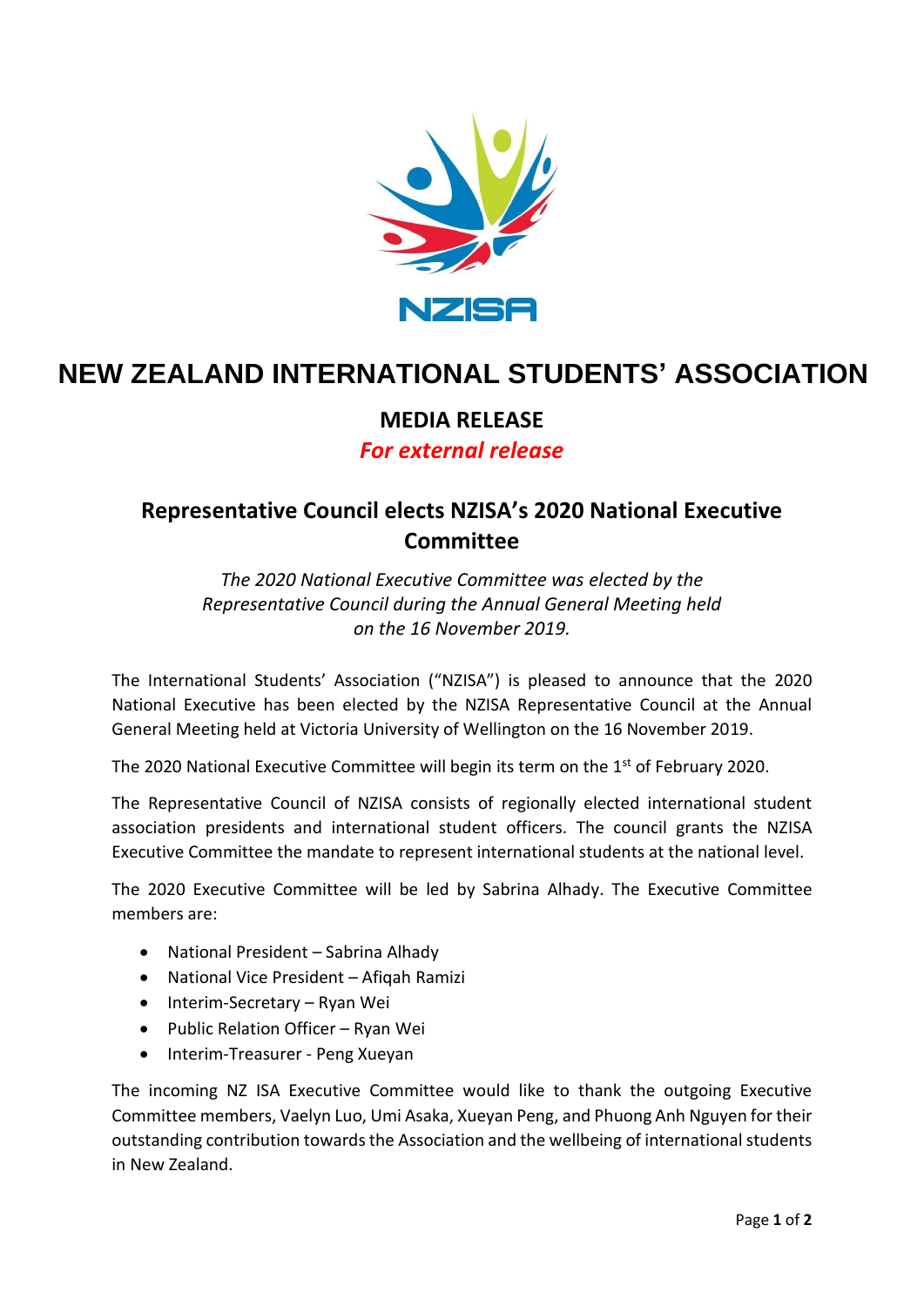NZISA

# NEW ZEALAND INTERNATIONAL STUDENTS' ASSOCIATION

**MEDIA RELEASE**

***For external release***

## Representative Council elects NZISA's 2020 National Executive Committee

*The 2020 National Executive Committee was elected by the Representative Council during the Annual General Meeting held on the 16 November 2019.*

The International Students' Association ("NZISA") is pleased to announce that the 2020 National Executive has been elected by the NZISA Representative Council at the Annual General Meeting held at Victoria University of Wellington on the 16 November 2019.

The 2020 National Executive Committee will begin its term on the 1st of February 2020.

The Representative Council of NZISA consists of regionally elected international student association presidents and international student officers. The council grants the NZISA Executive Committee the mandate to represent international students at the national level.

The 2020 Executive Committee will be led by Sabrina Alhady. The Executive Committee members are:

- National President – Sabrina Alhady
- National Vice President – Afiqah Ramizi
- Interim-Secretary – Ryan Wei
- Public Relation Officer – Ryan Wei
- Interim-Treasurer - Peng Xueyan

The incoming NZ ISA Executive Committee would like to thank the outgoing Executive Committee members, Vaelyn Luo, Umi Asaka, Xueyan Peng, and Phuong Anh Nguyen for their outstanding contribution towards the Association and the wellbeing of international students in New Zealand.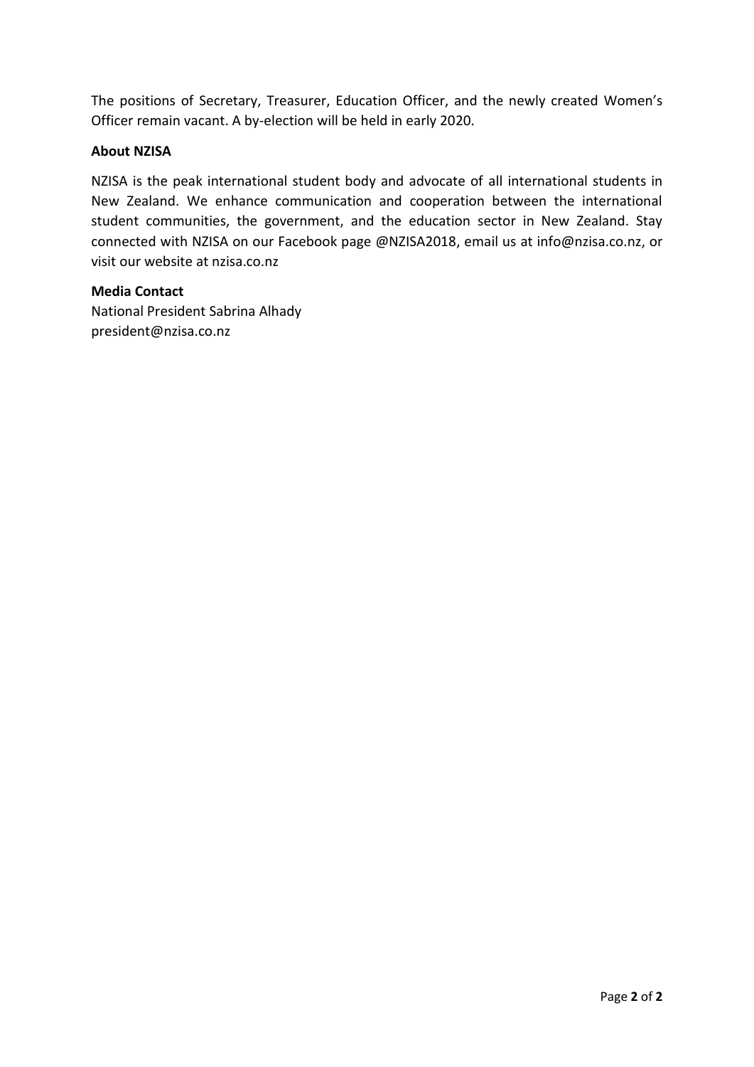The positions of Secretary, Treasurer, Education Officer, and the newly created Women's Officer remain vacant. A by-election will be held in early 2020.

**About NZISA**

NZISA is the peak international student body and advocate of all international students in New Zealand. We enhance communication and cooperation between the international student communities, the government, and the education sector in New Zealand. Stay connected with NZISA on our Facebook page @NZISA2018, email us at info@nzisa.co.nz, or visit our website at nzisa.co.nz

**Media Contact**

National President Sabrina Alhady
president@nzisa.co.nz